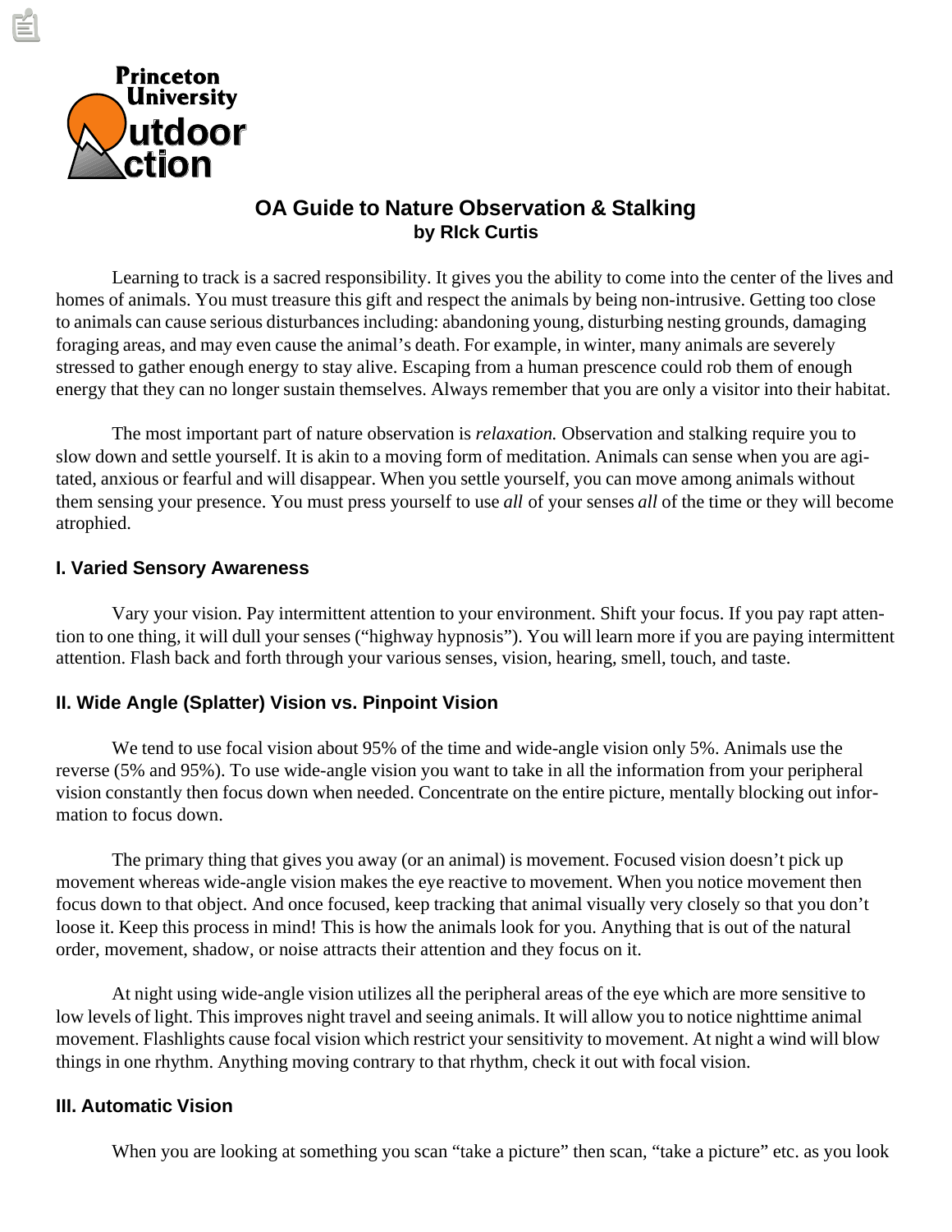Princeton University Outdoor Action

# OA Guide to Nature Observation & Stalking

**by RIck Curtis**

Learning to track is a sacred responsibility. It gives you the ability to come into the center of the lives and homes of animals. You must treasure this gift and respect the animals by being non-intrusive. Getting too close to animals can cause serious disturbances including: abandoning young, disturbing nesting grounds, damaging foraging areas, and may even cause the animal's death. For example, in winter, many animals are severely stressed to gather enough energy to stay alive. Escaping from a human prescence could rob them of enough energy that they can no longer sustain themselves. Always remember that you are only a visitor into their habitat.

The most important part of nature observation is *relaxation.* Observation and stalking require you to slow down and settle yourself. It is akin to a moving form of meditation. Animals can sense when you are agitated, anxious or fearful and will disappear. When you settle yourself, you can move among animals without them sensing your presence. You must press yourself to use *all* of your senses *all* of the time or they will become atrophied.

## I. Varied Sensory Awareness

Vary your vision. Pay intermittent attention to your environment. Shift your focus. If you pay rapt attention to one thing, it will dull your senses ("highway hypnosis"). You will learn more if you are paying intermittent attention. Flash back and forth through your various senses, vision, hearing, smell, touch, and taste.

## II. Wide Angle (Splatter) Vision vs. Pinpoint Vision

We tend to use focal vision about 95% of the time and wide-angle vision only 5%. Animals use the reverse (5% and 95%). To use wide-angle vision you want to take in all the information from your peripheral vision constantly then focus down when needed. Concentrate on the entire picture, mentally blocking out information to focus down.

The primary thing that gives you away (or an animal) is movement. Focused vision doesn't pick up movement whereas wide-angle vision makes the eye reactive to movement. When you notice movement then focus down to that object. And once focused, keep tracking that animal visually very closely so that you don't loose it. Keep this process in mind! This is how the animals look for you. Anything that is out of the natural order, movement, shadow, or noise attracts their attention and they focus on it.

At night using wide-angle vision utilizes all the peripheral areas of the eye which are more sensitive to low levels of light. This improves night travel and seeing animals. It will allow you to notice nighttime animal movement. Flashlights cause focal vision which restrict your sensitivity to movement. At night a wind will blow things in one rhythm. Anything moving contrary to that rhythm, check it out with focal vision.

## III. Automatic Vision

When you are looking at something you scan "take a picture" then scan, "take a picture" etc. as you look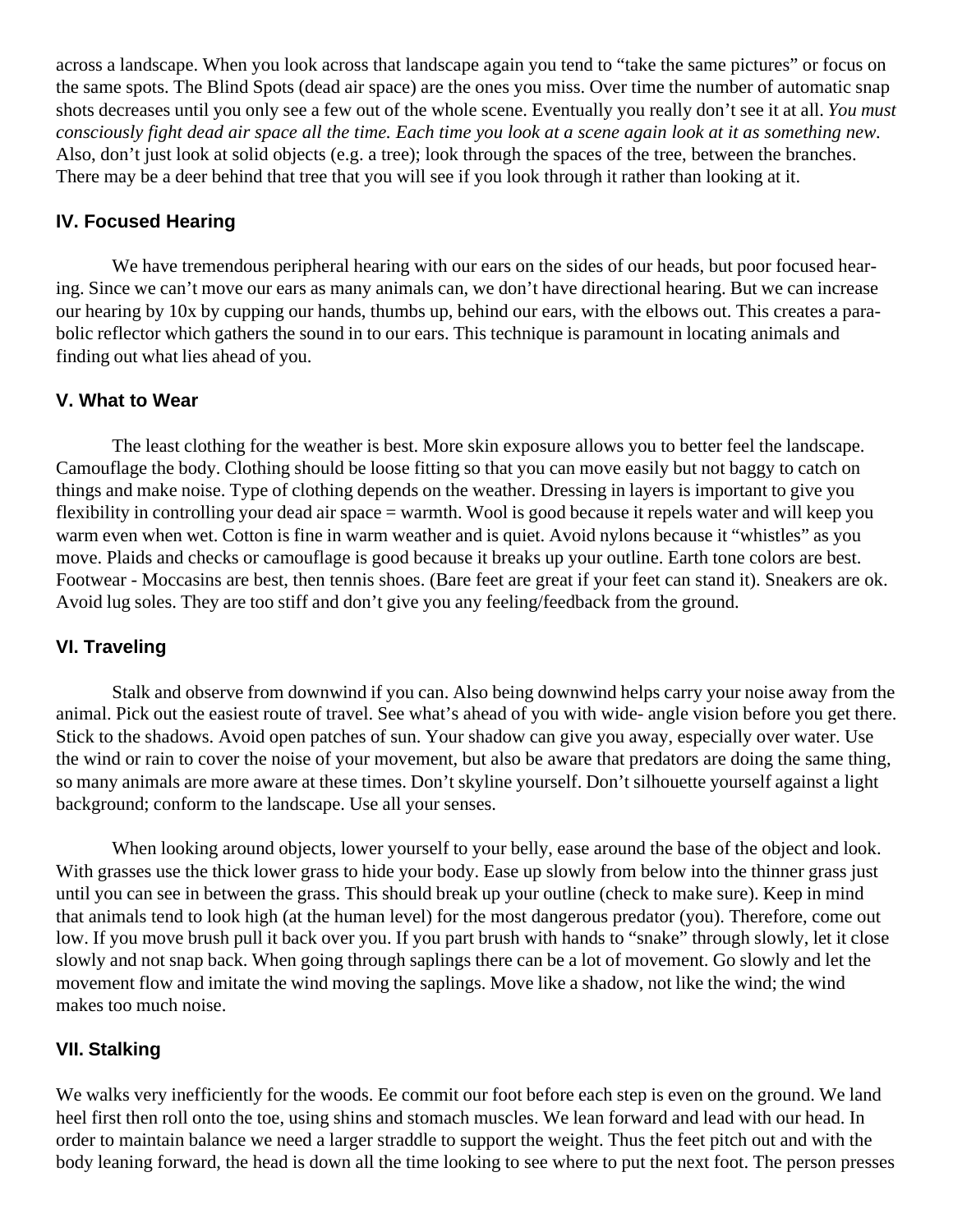across a landscape. When you look across that landscape again you tend to "take the same pictures" or focus on the same spots. The Blind Spots (dead air space) are the ones you miss. Over time the number of automatic snap shots decreases until you only see a few out of the whole scene. Eventually you really don't see it at all. *You must consciously fight dead air space all the time. Each time you look at a scene again look at it as something new.* Also, don't just look at solid objects (e.g. a tree); look through the spaces of the tree, between the branches. There may be a deer behind that tree that you will see if you look through it rather than looking at it.

### IV. Focused Hearing

We have tremendous peripheral hearing with our ears on the sides of our heads, but poor focused hearing. Since we can't move our ears as many animals can, we don't have directional hearing. But we can increase our hearing by 10x by cupping our hands, thumbs up, behind our ears, with the elbows out. This creates a parabolic reflector which gathers the sound in to our ears. This technique is paramount in locating animals and finding out what lies ahead of you.

### V. What to Wear

The least clothing for the weather is best. More skin exposure allows you to better feel the landscape. Camouflage the body. Clothing should be loose fitting so that you can move easily but not baggy to catch on things and make noise. Type of clothing depends on the weather. Dressing in layers is important to give you flexibility in controlling your dead air space = warmth. Wool is good because it repels water and will keep you warm even when wet. Cotton is fine in warm weather and is quiet. Avoid nylons because it "whistles" as you move. Plaids and checks or camouflage is good because it breaks up your outline. Earth tone colors are best. Footwear - Moccasins are best, then tennis shoes. (Bare feet are great if your feet can stand it). Sneakers are ok. Avoid lug soles. They are too stiff and don't give you any feeling/feedback from the ground.

### VI. Traveling

Stalk and observe from downwind if you can. Also being downwind helps carry your noise away from the animal. Pick out the easiest route of travel. See what's ahead of you with wide- angle vision before you get there. Stick to the shadows. Avoid open patches of sun. Your shadow can give you away, especially over water. Use the wind or rain to cover the noise of your movement, but also be aware that predators are doing the same thing, so many animals are more aware at these times. Don't skyline yourself. Don't silhouette yourself against a light background; conform to the landscape. Use all your senses.

When looking around objects, lower yourself to your belly, ease around the base of the object and look. With grasses use the thick lower grass to hide your body. Ease up slowly from below into the thinner grass just until you can see in between the grass. This should break up your outline (check to make sure). Keep in mind that animals tend to look high (at the human level) for the most dangerous predator (you). Therefore, come out low. If you move brush pull it back over you. If you part brush with hands to "snake" through slowly, let it close slowly and not snap back. When going through saplings there can be a lot of movement. Go slowly and let the movement flow and imitate the wind moving the saplings. Move like a shadow, not like the wind; the wind makes too much noise.

### VII. Stalking

We walks very inefficiently for the woods. Ee commit our foot before each step is even on the ground. We land heel first then roll onto the toe, using shins and stomach muscles. We lean forward and lead with our head. In order to maintain balance we need a larger straddle to support the weight. Thus the feet pitch out and with the body leaning forward, the head is down all the time looking to see where to put the next foot. The person presses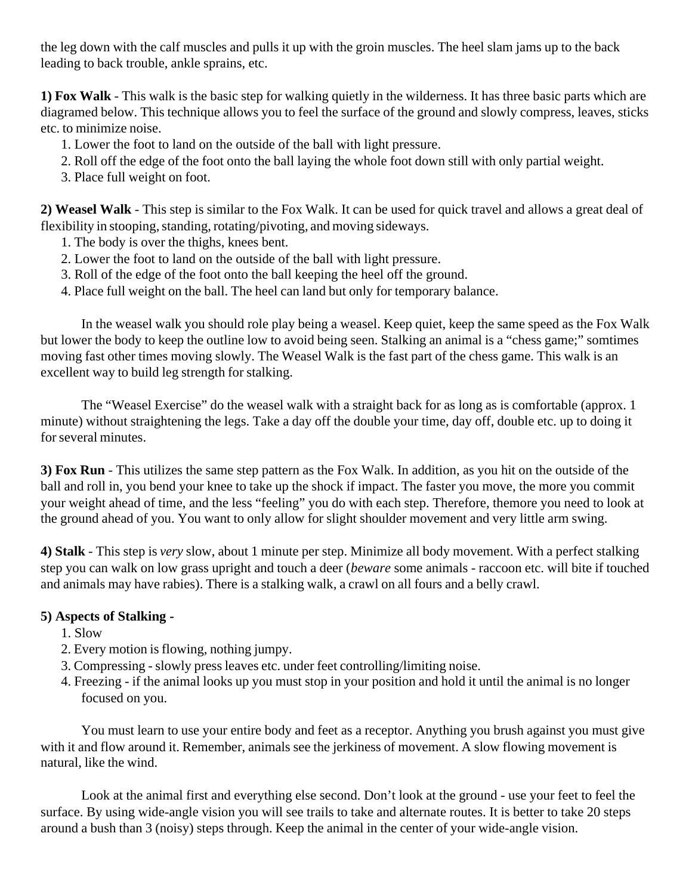the leg down with the calf muscles and pulls it up with the groin muscles. The heel slam jams up to the back leading to back trouble, ankle sprains, etc.

**1) Fox Walk** - This walk is the basic step for walking quietly in the wilderness. It has three basic parts which are diagramed below. This technique allows you to feel the surface of the ground and slowly compress, leaves, sticks etc. to minimize noise.

1. Lower the foot to land on the outside of the ball with light pressure.
2. Roll off the edge of the foot onto the ball laying the whole foot down still with only partial weight.
3. Place full weight on foot.

**2) Weasel Walk** - This step is similar to the Fox Walk. It can be used for quick travel and allows a great deal of flexibility in stooping, standing, rotating/pivoting, and moving sideways.

1. The body is over the thighs, knees bent.
2. Lower the foot to land on the outside of the ball with light pressure.
3. Roll of the edge of the foot onto the ball keeping the heel off the ground.
4. Place full weight on the ball. The heel can land but only for temporary balance.

In the weasel walk you should role play being a weasel. Keep quiet, keep the same speed as the Fox Walk but lower the body to keep the outline low to avoid being seen. Stalking an animal is a "chess game;" somtimes moving fast other times moving slowly. The Weasel Walk is the fast part of the chess game. This walk is an excellent way to build leg strength for stalking.

The "Weasel Exercise" do the weasel walk with a straight back for as long as is comfortable (approx. 1 minute) without straightening the legs. Take a day off the double your time, day off, double etc. up to doing it for several minutes.

**3) Fox Run** - This utilizes the same step pattern as the Fox Walk. In addition, as you hit on the outside of the ball and roll in, you bend your knee to take up the shock if impact. The faster you move, the more you commit your weight ahead of time, and the less "feeling" you do with each step. Therefore, themore you need to look at the ground ahead of you. You want to only allow for slight shoulder movement and very little arm swing.

**4) Stalk** - This step is *very* slow, about 1 minute per step. Minimize all body movement. With a perfect stalking step you can walk on low grass upright and touch a deer (*beware* some animals - raccoon etc. will bite if touched and animals may have rabies). There is a stalking walk, a crawl on all fours and a belly crawl.

**5) Aspects of Stalking -**

1. Slow
2. Every motion is flowing, nothing jumpy.
3. Compressing - slowly press leaves etc. under feet controlling/limiting noise.
4. Freezing - if the animal looks up you must stop in your position and hold it until the animal is no longer focused on you.

You must learn to use your entire body and feet as a receptor. Anything you brush against you must give with it and flow around it. Remember, animals see the jerkiness of movement. A slow flowing movement is natural, like the wind.

Look at the animal first and everything else second. Don't look at the ground - use your feet to feel the surface. By using wide-angle vision you will see trails to take and alternate routes. It is better to take 20 steps around a bush than 3 (noisy) steps through. Keep the animal in the center of your wide-angle vision.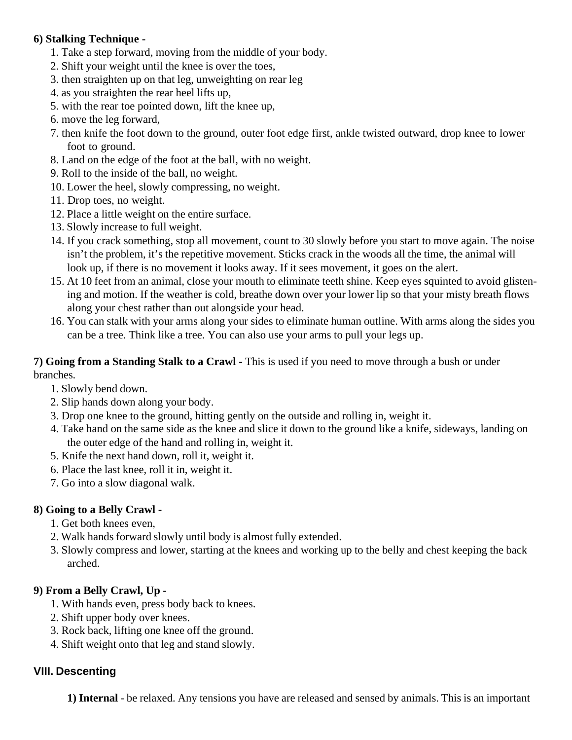**6) Stalking Technique -**

1. Take a step forward, moving from the middle of your body.
2. Shift your weight until the knee is over the toes,
3. then straighten up on that leg, unweighting on rear leg
4. as you straighten the rear heel lifts up,
5. with the rear toe pointed down, lift the knee up,
6. move the leg forward,
7. then knife the foot down to the ground, outer foot edge first, ankle twisted outward, drop knee to lower foot to ground.
8. Land on the edge of the foot at the ball, with no weight.
9. Roll to the inside of the ball, no weight.
10. Lower the heel, slowly compressing, no weight.
11. Drop toes, no weight.
12. Place a little weight on the entire surface.
13. Slowly increase to full weight.
14. If you crack something, stop all movement, count to 30 slowly before you start to move again. The noise isn't the problem, it's the repetitive movement. Sticks crack in the woods all the time, the animal will look up, if there is no movement it looks away. If it sees movement, it goes on the alert.
15. At 10 feet from an animal, close your mouth to eliminate teeth shine. Keep eyes squinted to avoid glistening and motion. If the weather is cold, breathe down over your lower lip so that your misty breath flows along your chest rather than out alongside your head.
16. You can stalk with your arms along your sides to eliminate human outline. With arms along the sides you can be a tree. Think like a tree. You can also use your arms to pull your legs up.

**7) Going from a Standing Stalk to a Crawl -** This is used if you need to move through a bush or under branches.

1. Slowly bend down.
2. Slip hands down along your body.
3. Drop one knee to the ground, hitting gently on the outside and rolling in, weight it.
4. Take hand on the same side as the knee and slice it down to the ground like a knife, sideways, landing on the outer edge of the hand and rolling in, weight it.
5. Knife the next hand down, roll it, weight it.
6. Place the last knee, roll it in, weight it.
7. Go into a slow diagonal walk.

**8) Going to a Belly Crawl -**

1. Get both knees even,
2. Walk hands forward slowly until body is almost fully extended.
3. Slowly compress and lower, starting at the knees and working up to the belly and chest keeping the back arched.

**9) From a Belly Crawl, Up -**

1. With hands even, press body back to knees.
2. Shift upper body over knees.
3. Rock back, lifting one knee off the ground.
4. Shift weight onto that leg and stand slowly.

## VIII. Descenting

**1) Internal** - be relaxed. Any tensions you have are released and sensed by animals. This is an important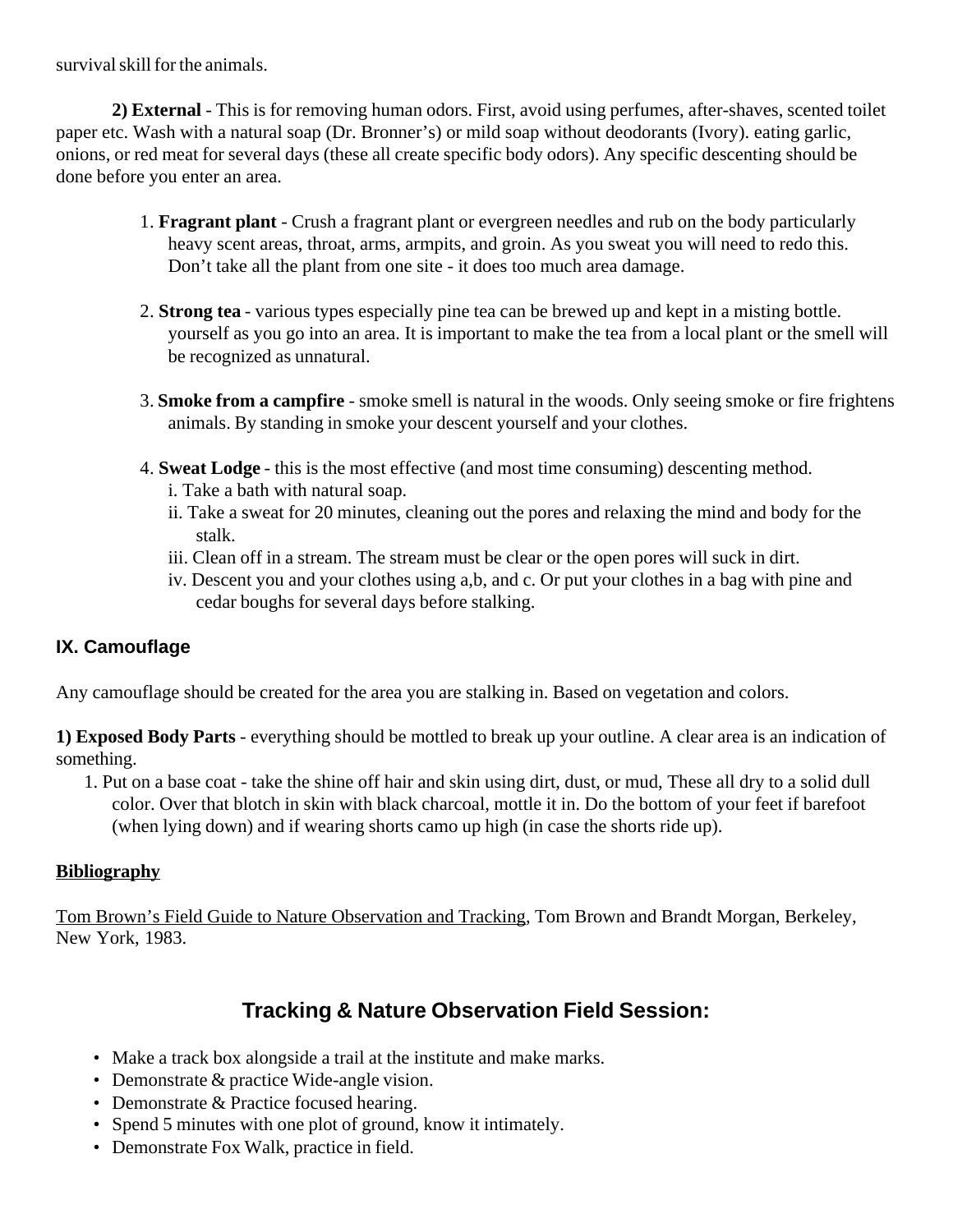survival skill for the animals.

**2) External** - This is for removing human odors. First, avoid using perfumes, after-shaves, scented toilet paper etc. Wash with a natural soap (Dr. Bronner's) or mild soap without deodorants (Ivory). eating garlic, onions, or red meat for several days (these all create specific body odors). Any specific descenting should be done before you enter an area.

1. **Fragrant plant** - Crush a fragrant plant or evergreen needles and rub on the body particularly heavy scent areas, throat, arms, armpits, and groin. As you sweat you will need to redo this. Don't take all the plant from one site - it does too much area damage.

2. **Strong tea** - various types especially pine tea can be brewed up and kept in a misting bottle. yourself as you go into an area. It is important to make the tea from a local plant or the smell will be recognized as unnatural.

3. **Smoke from a campfire** - smoke smell is natural in the woods. Only seeing smoke or fire frightens animals. By standing in smoke your descent yourself and your clothes.

4. **Sweat Lodge** - this is the most effective (and most time consuming) descenting method.
   i. Take a bath with natural soap.
   ii. Take a sweat for 20 minutes, cleaning out the pores and relaxing the mind and body for the stalk.
   iii. Clean off in a stream. The stream must be clear or the open pores will suck in dirt.
   iv. Descent you and your clothes using a,b, and c. Or put your clothes in a bag with pine and cedar boughs for several days before stalking.

### IX. Camouflage

Any camouflage should be created for the area you are stalking in. Based on vegetation and colors.

**1) Exposed Body Parts** - everything should be mottled to break up your outline. A clear area is an indication of something.

1. Put on a base coat - take the shine off hair and skin using dirt, dust, or mud, These all dry to a solid dull color. Over that blotch in skin with black charcoal, mottle it in. Do the bottom of your feet if barefoot (when lying down) and if wearing shorts camo up high (in case the shorts ride up).

**Bibliography**

Tom Brown's Field Guide to Nature Observation and Tracking, Tom Brown and Brandt Morgan, Berkeley, New York, 1983.

## Tracking & Nature Observation Field Session:

- Make a track box alongside a trail at the institute and make marks.
- Demonstrate & practice Wide-angle vision.
- Demonstrate & Practice focused hearing.
- Spend 5 minutes with one plot of ground, know it intimately.
- Demonstrate Fox Walk, practice in field.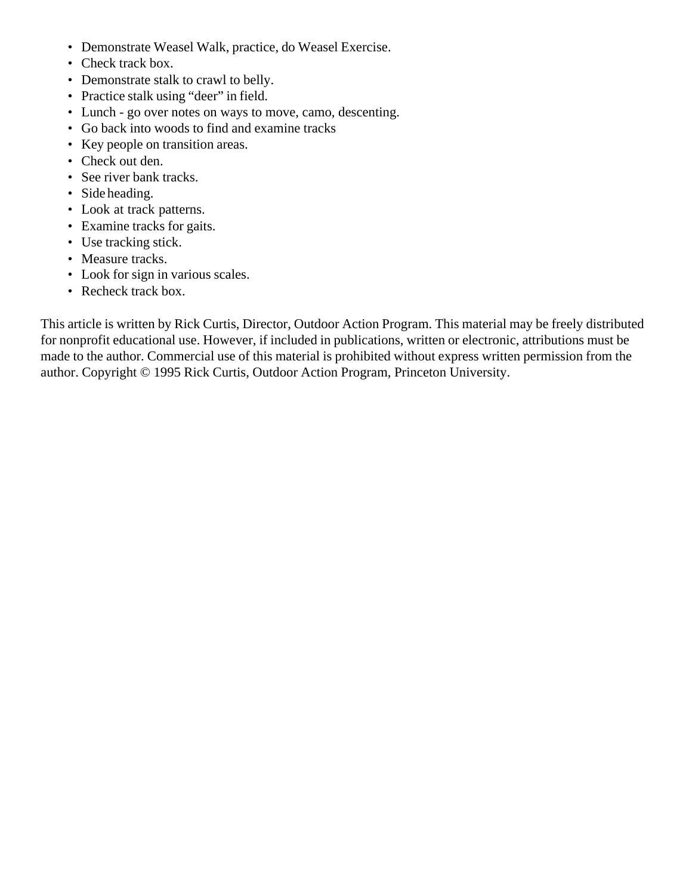- Demonstrate Weasel Walk, practice, do Weasel Exercise.
- Check track box.
- Demonstrate stalk to crawl to belly.
- Practice stalk using “deer” in field.
- Lunch - go over notes on ways to move, camo, descenting.
- Go back into woods to find and examine tracks
- Key people on transition areas.
- Check out den.
- See river bank tracks.
- Side heading.
- Look at track patterns.
- Examine tracks for gaits.
- Use tracking stick.
- Measure tracks.
- Look for sign in various scales.
- Recheck track box.

This article is written by Rick Curtis, Director, Outdoor Action Program. This material may be freely distributed for nonprofit educational use. However, if included in publications, written or electronic, attributions must be made to the author. Commercial use of this material is prohibited without express written permission from the author. Copyright © 1995 Rick Curtis, Outdoor Action Program, Princeton University.